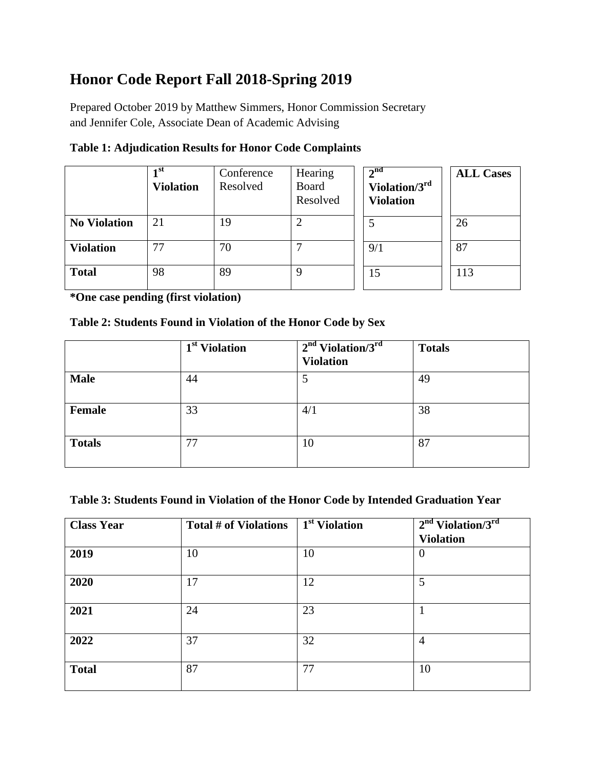# Honor Code Report Fall 2018-Spring 2019

Prepared October 2019 by Matthew Simmers, Honor Commission Secretary and Jennifer Cole, Associate Dean of Academic Advising

**Table 1: Adjudication Results for Honor Code Complaints**

| | **1st Violation** | Conference Resolved | Hearing Board Resolved | **2nd Violation/3rd Violation** | **ALL Cases** |
|---|---|---|---|---|---|
| **No Violation** | 21 | 19 | 2 | 5 | 26 |
| **Violation** | 77 | 70 | 7 | 9/1 | 87 |
| **Total** | 98 | 89 | 9 | 15 | 113 |

**\*One case pending (first violation)**

**Table 2: Students Found in Violation of the Honor Code by Sex**

| | **1st Violation** | **2nd Violation/3rd Violation** | **Totals** |
|---|---|---|---|
| **Male** | 44 | 5 | 49 |
| **Female** | 33 | 4/1 | 38 |
| **Totals** | 77 | 10 | 87 |

**Table 3: Students Found in Violation of the Honor Code by Intended Graduation Year**

| **Class Year** | **Total # of Violations** | **1st Violation** | **2nd Violation/3rd Violation** |
|---|---|---|---|
| **2019** | 10 | 10 | 0 |
| **2020** | 17 | 12 | 5 |
| **2021** | 24 | 23 | 1 |
| **2022** | 37 | 32 | 4 |
| **Total** | 87 | 77 | 10 |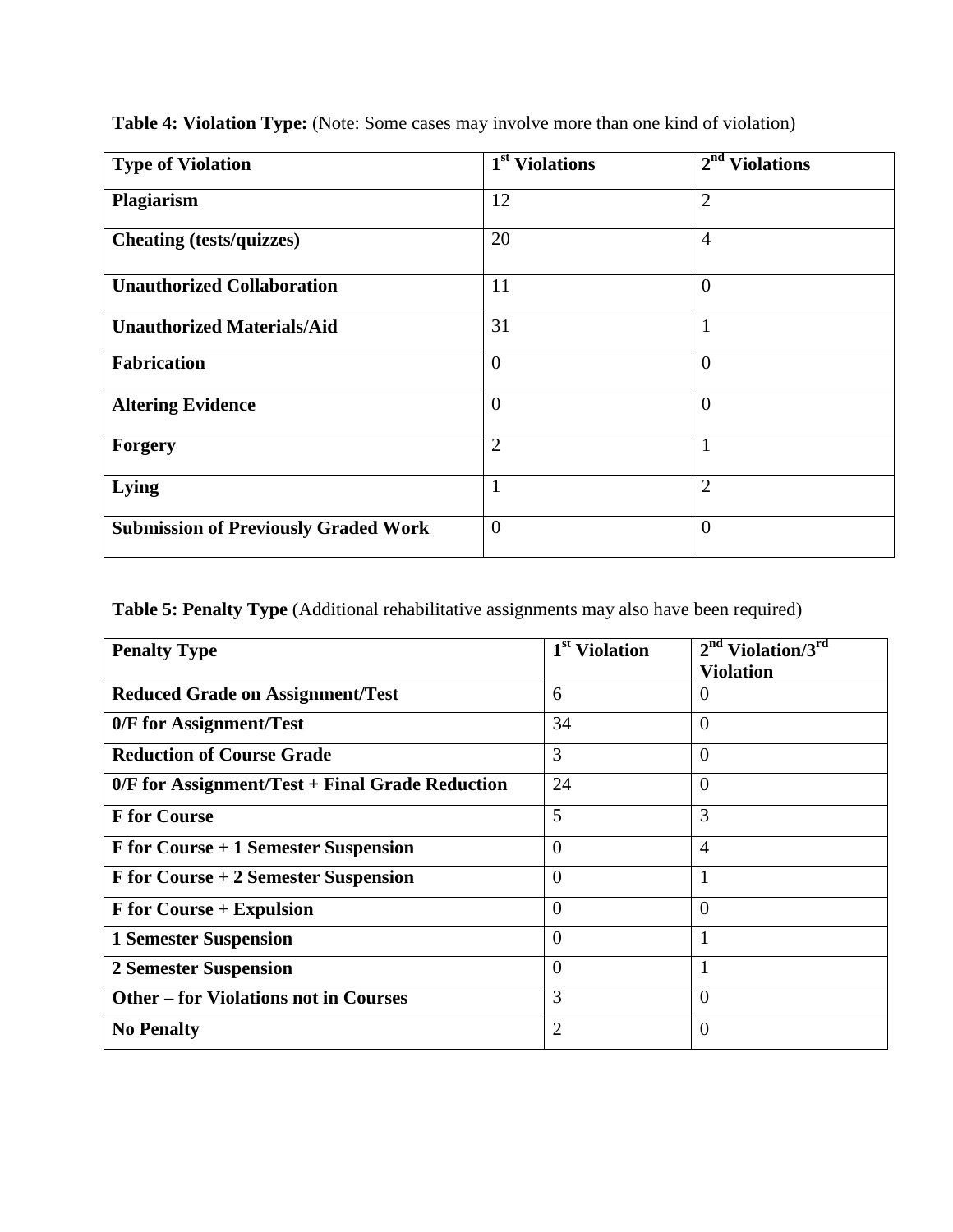**Table 4: Violation Type:** (Note: Some cases may involve more than one kind of violation)

| Type of Violation | 1st Violations | 2nd Violations |
|---|---|---|
| **Plagiarism** | 12 | 2 |
| **Cheating (tests/quizzes)** | 20 | 4 |
| **Unauthorized Collaboration** | 11 | 0 |
| **Unauthorized Materials/Aid** | 31 | 1 |
| **Fabrication** | 0 | 0 |
| **Altering Evidence** | 0 | 0 |
| **Forgery** | 2 | 1 |
| **Lying** | 1 | 2 |
| **Submission of Previously Graded Work** | 0 | 0 |

**Table 5: Penalty Type** (Additional rehabilitative assignments may also have been required)

| Penalty Type | 1st Violation | 2nd Violation/3rd Violation |
|---|---|---|
| **Reduced Grade on Assignment/Test** | 6 | 0 |
| **0/F for Assignment/Test** | 34 | 0 |
| **Reduction of Course Grade** | 3 | 0 |
| **0/F for Assignment/Test + Final Grade Reduction** | 24 | 0 |
| **F for Course** | 5 | 3 |
| **F for Course + 1 Semester Suspension** | 0 | 4 |
| **F for Course + 2 Semester Suspension** | 0 | 1 |
| **F for Course + Expulsion** | 0 | 0 |
| **1 Semester Suspension** | 0 | 1 |
| **2 Semester Suspension** | 0 | 1 |
| **Other – for Violations not in Courses** | 3 | 0 |
| **No Penalty** | 2 | 0 |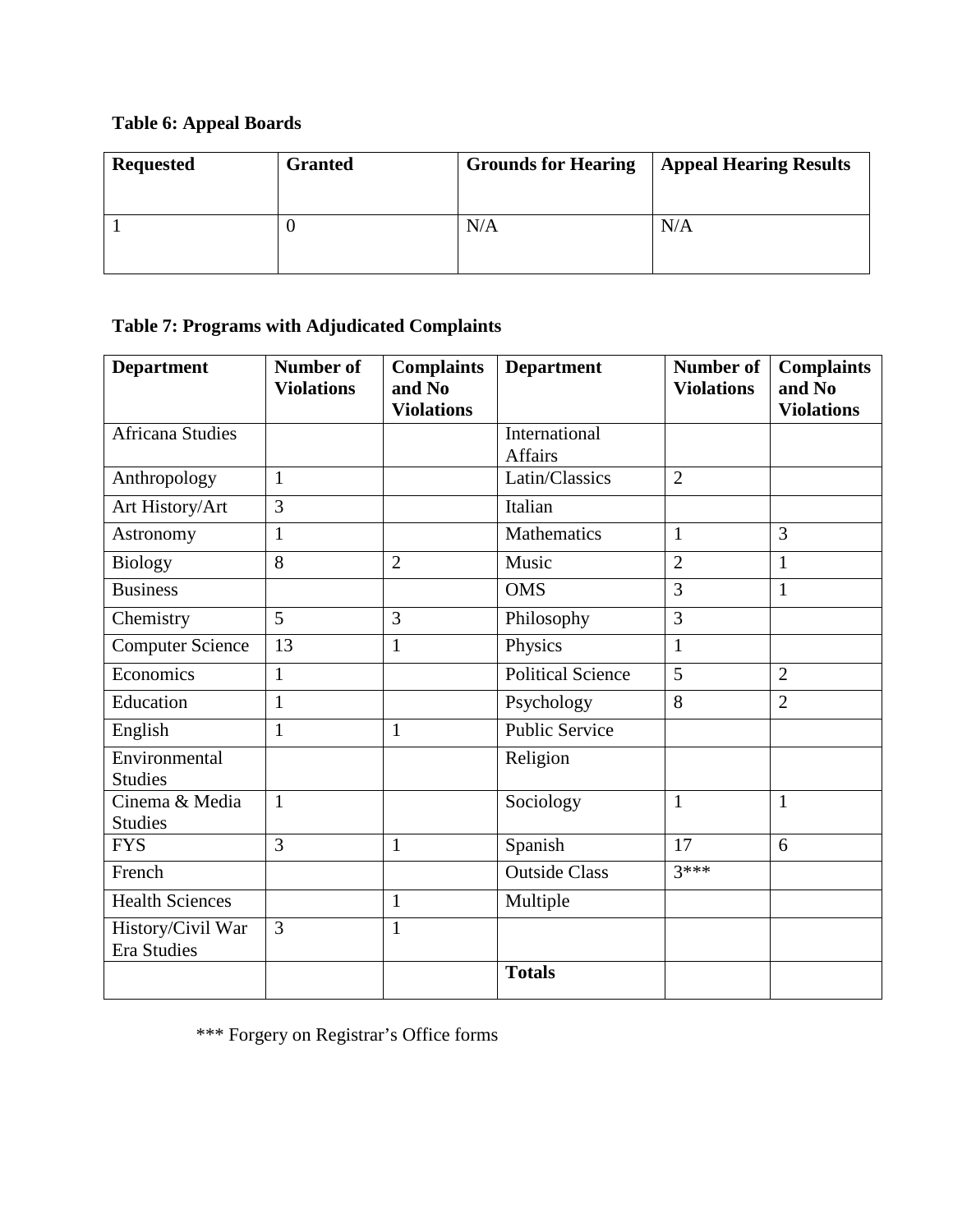**Table 6: Appeal Boards**

| Requested | Granted | Grounds for Hearing | Appeal Hearing Results |
| --- | --- | --- | --- |
| 1 | 0 | N/A | N/A |

**Table 7: Programs with Adjudicated Complaints**

| Department | Number of Violations | Complaints and No Violations | Department | Number of Violations | Complaints and No Violations |
| --- | --- | --- | --- | --- | --- |
| Africana Studies | | | International Affairs | | |
| Anthropology | 1 | | Latin/Classics | 2 | |
| Art History/Art | 3 | | Italian | | |
| Astronomy | 1 | | Mathematics | 1 | 3 |
| Biology | 8 | 2 | Music | 2 | 1 |
| Business | | | OMS | 3 | 1 |
| Chemistry | 5 | 3 | Philosophy | 3 | |
| Computer Science | 13 | 1 | Physics | 1 | |
| Economics | 1 | | Political Science | 5 | 2 |
| Education | 1 | | Psychology | 8 | 2 |
| English | 1 | 1 | Public Service | | |
| Environmental Studies | | | Religion | | |
| Cinema & Media Studies | 1 | | Sociology | 1 | 1 |
| FYS | 3 | 1 | Spanish | 17 | 6 |
| French | | | Outside Class | 3*** | |
| Health Sciences | | 1 | Multiple | | |
| History/Civil War Era Studies | 3 | 1 | | | |
| | | | **Totals** | | |

*** Forgery on Registrar's Office forms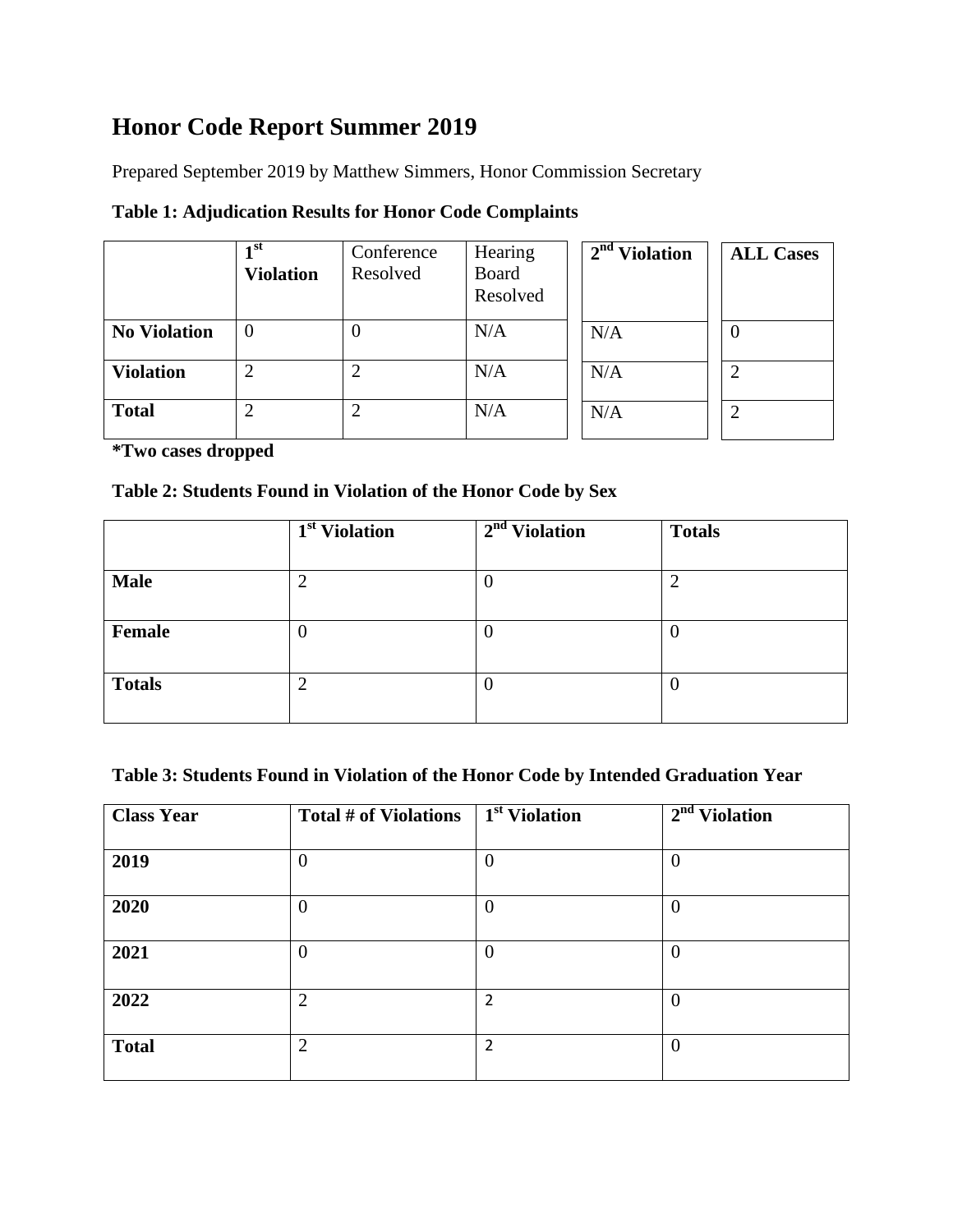# Honor Code Report Summer 2019

Prepared September 2019 by Matthew Simmers, Honor Commission Secretary

**Table 1: Adjudication Results for Honor Code Complaints**

| | 1st Violation | Conference Resolved | Hearing Board Resolved | 2nd Violation | ALL Cases |
|---|---|---|---|---|---|
| **No Violation** | 0 | 0 | N/A | N/A | 0 |
| **Violation** | 2 | 2 | N/A | N/A | 2 |
| **Total** | 2 | 2 | N/A | N/A | 2 |

**\*Two cases dropped**

**Table 2: Students Found in Violation of the Honor Code by Sex**

| | 1st Violation | 2nd Violation | Totals |
|---|---|---|---|
| **Male** | 2 | 0 | 2 |
| **Female** | 0 | 0 | 0 |
| **Totals** | 2 | 0 | 0 |

**Table 3: Students Found in Violation of the Honor Code by Intended Graduation Year**

| Class Year | Total # of Violations | 1st Violation | 2nd Violation |
|---|---|---|---|
| **2019** | 0 | 0 | 0 |
| **2020** | 0 | 0 | 0 |
| **2021** | 0 | 0 | 0 |
| **2022** | 2 | 2 | 0 |
| **Total** | 2 | 2 | 0 |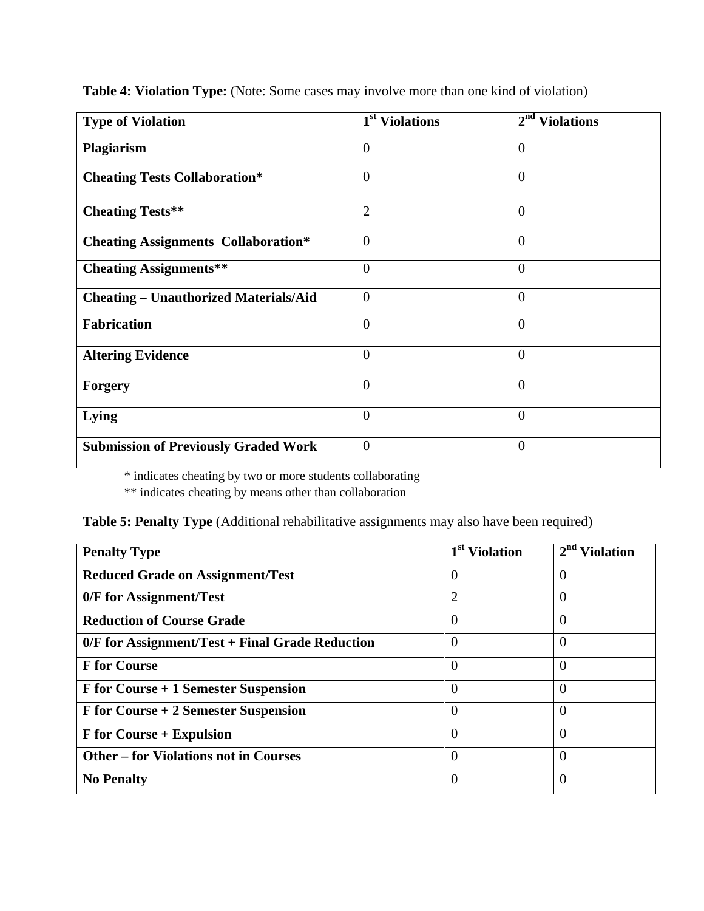**Table 4: Violation Type:** (Note: Some cases may involve more than one kind of violation)

| Type of Violation | 1st Violations | 2nd Violations |
|---|---|---|
| **Plagiarism** | 0 | 0 |
| **Cheating Tests Collaboration*** | 0 | 0 |
| **Cheating Tests**** | 2 | 0 |
| **Cheating Assignments Collaboration*** | 0 | 0 |
| **Cheating Assignments**** | 0 | 0 |
| **Cheating – Unauthorized Materials/Aid** | 0 | 0 |
| **Fabrication** | 0 | 0 |
| **Altering Evidence** | 0 | 0 |
| **Forgery** | 0 | 0 |
| **Lying** | 0 | 0 |
| **Submission of Previously Graded Work** | 0 | 0 |

\* indicates cheating by two or more students collaborating

** indicates cheating by means other than collaboration

**Table 5: Penalty Type** (Additional rehabilitative assignments may also have been required)

| Penalty Type | 1st Violation | 2nd Violation |
|---|---|---|
| **Reduced Grade on Assignment/Test** | 0 | 0 |
| **0/F for Assignment/Test** | 2 | 0 |
| **Reduction of Course Grade** | 0 | 0 |
| **0/F for Assignment/Test + Final Grade Reduction** | 0 | 0 |
| **F for Course** | 0 | 0 |
| **F for Course + 1 Semester Suspension** | 0 | 0 |
| **F for Course + 2 Semester Suspension** | 0 | 0 |
| **F for Course + Expulsion** | 0 | 0 |
| **Other – for Violations not in Courses** | 0 | 0 |
| **No Penalty** | 0 | 0 |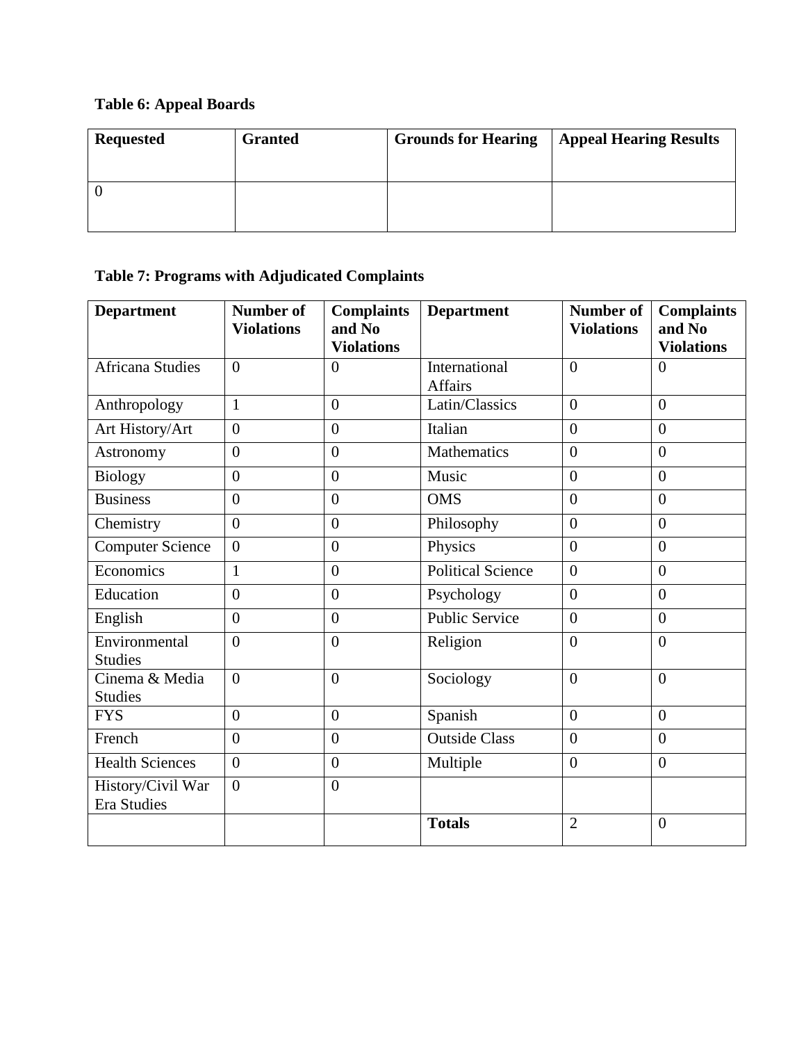**Table 6: Appeal Boards**

| Requested | Granted | Grounds for Hearing | Appeal Hearing Results |
|---|---|---|---|
| 0 | | | |

**Table 7: Programs with Adjudicated Complaints**

| Department | Number of Violations | Complaints and No Violations | Department | Number of Violations | Complaints and No Violations |
|---|---|---|---|---|---|
| Africana Studies | 0 | 0 | International Affairs | 0 | 0 |
| Anthropology | 1 | 0 | Latin/Classics | 0 | 0 |
| Art History/Art | 0 | 0 | Italian | 0 | 0 |
| Astronomy | 0 | 0 | Mathematics | 0 | 0 |
| Biology | 0 | 0 | Music | 0 | 0 |
| Business | 0 | 0 | OMS | 0 | 0 |
| Chemistry | 0 | 0 | Philosophy | 0 | 0 |
| Computer Science | 0 | 0 | Physics | 0 | 0 |
| Economics | 1 | 0 | Political Science | 0 | 0 |
| Education | 0 | 0 | Psychology | 0 | 0 |
| English | 0 | 0 | Public Service | 0 | 0 |
| Environmental Studies | 0 | 0 | Religion | 0 | 0 |
| Cinema & Media Studies | 0 | 0 | Sociology | 0 | 0 |
| FYS | 0 | 0 | Spanish | 0 | 0 |
| French | 0 | 0 | Outside Class | 0 | 0 |
| Health Sciences | 0 | 0 | Multiple | 0 | 0 |
| History/Civil War Era Studies | 0 | 0 | | | |
| | | | **Totals** | 2 | 0 |